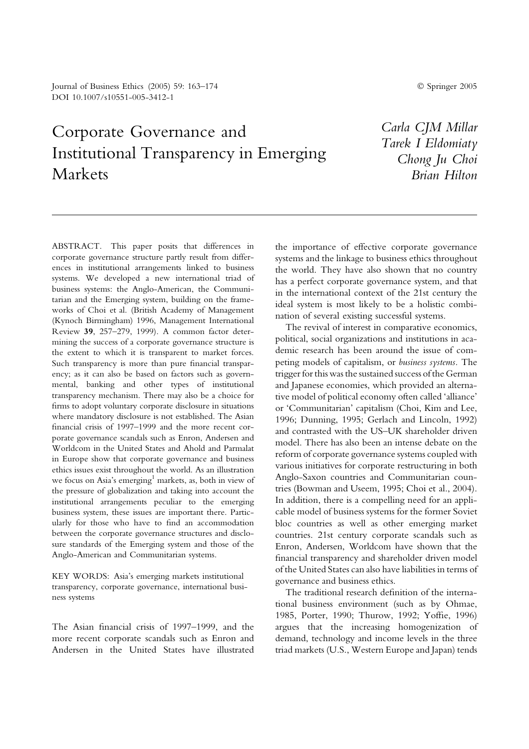# Corporate Governance and Institutional Transparency in Emerging Markets

*Carla CJM Millar*
*Tarek I Eldomiaty*
*Chong Ju Choi*
*Brian Hilton*

ABSTRACT. This paper posits that differences in corporate governance structure partly result from differences in institutional arrangements linked to business systems. We developed a new international triad of business systems: the Anglo-American, the Communitarian and the Emerging system, building on the frameworks of Choi et al. (British Academy of Management (Kynoch Birmingham) 1996, Management International Review **39**, 257–279, 1999). A common factor determining the success of a corporate governance structure is the extent to which it is transparent to market forces. Such transparency is more than pure financial transparency; as it can also be based on factors such as governmental, banking and other types of institutional transparency mechanism. There may also be a choice for firms to adopt voluntary corporate disclosure in situations where mandatory disclosure is not established. The Asian financial crisis of 1997–1999 and the more recent corporate governance scandals such as Enron, Andersen and Worldcom in the United States and Ahold and Parmalat in Europe show that corporate governance and business ethics issues exist throughout the world. As an illustration we focus on Asia's emerging[1] markets, as, both in view of the pressure of globalization and taking into account the institutional arrangements peculiar to the emerging business system, these issues are important there. Particularly for those who have to find an accommodation between the corporate governance structures and disclosure standards of the Emerging system and those of the Anglo-American and Communitarian systems.

KEY WORDS: Asia's emerging markets institutional transparency, corporate governance, international business systems

The Asian financial crisis of 1997–1999, and the more recent corporate scandals such as Enron and Andersen in the United States have illustrated the importance of effective corporate governance systems and the linkage to business ethics throughout the world. They have also shown that no country has a perfect corporate governance system, and that in the international context of the 21st century the ideal system is most likely to be a holistic combination of several existing successful systems.

The revival of interest in comparative economics, political, social organizations and institutions in academic research has been around the issue of competing models of capitalism, or *business systems*. The trigger for this was the sustained success of the German and Japanese economies, which provided an alternative model of political economy often called 'alliance' or 'Communitarian' capitalism (Choi, Kim and Lee, 1996; Dunning, 1995; Gerlach and Lincoln, 1992) and contrasted with the US–UK shareholder driven model. There has also been an intense debate on the reform of corporate governance systems coupled with various initiatives for corporate restructuring in both Anglo-Saxon countries and Communitarian countries (Bowman and Useem, 1995; Choi et al., 2004). In addition, there is a compelling need for an applicable model of business systems for the former Soviet bloc countries as well as other emerging market countries. 21st century corporate scandals such as Enron, Andersen, Worldcom have shown that the financial transparency and shareholder driven model of the United States can also have liabilities in terms of governance and business ethics.

The traditional research definition of the international business environment (such as by Ohmae, 1985, Porter, 1990; Thurow, 1992; Yoffie, 1996) argues that the increasing homogenization of demand, technology and income levels in the three triad markets (U.S., Western Europe and Japan) tends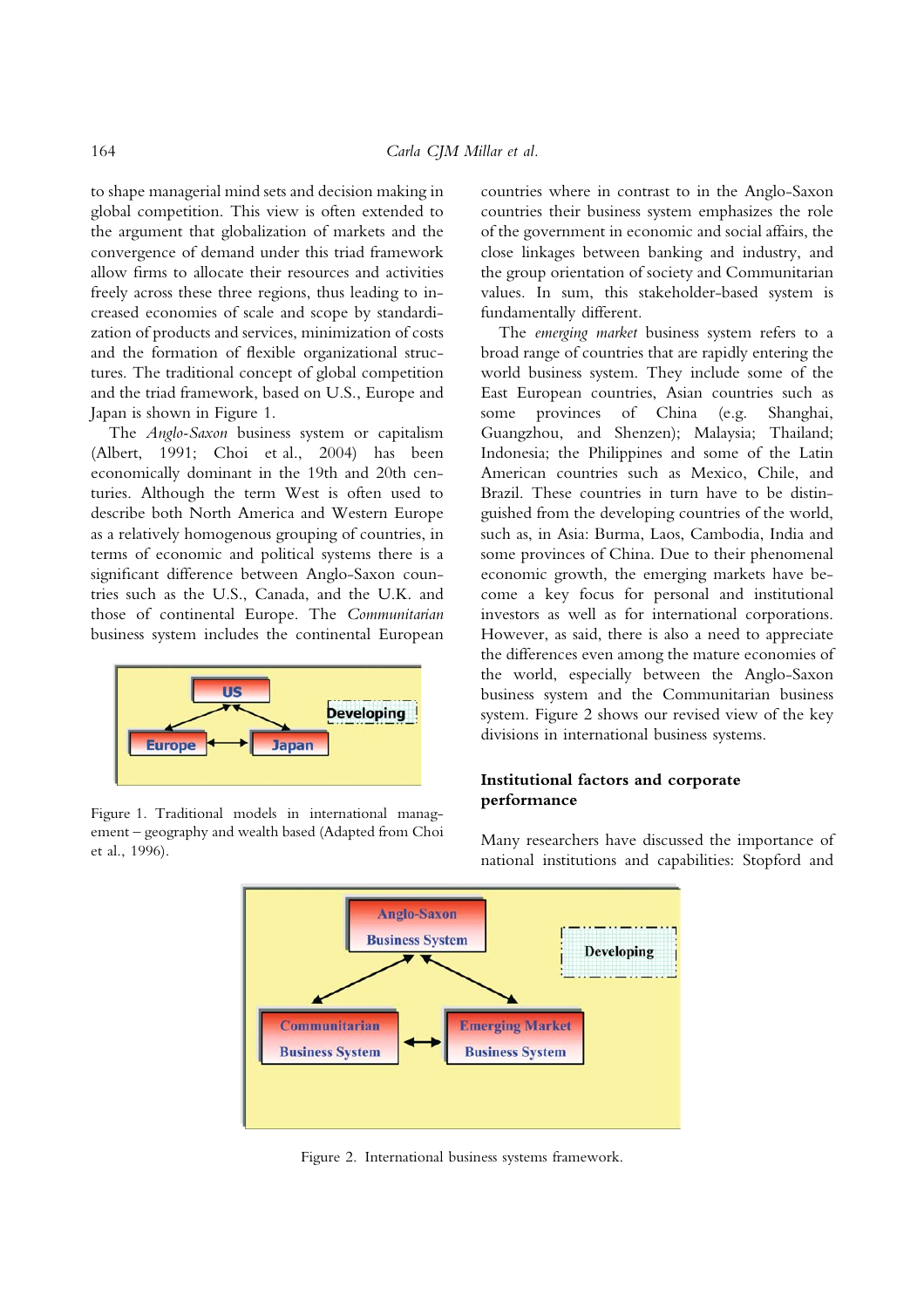to shape managerial mind sets and decision making in global competition. This view is often extended to the argument that globalization of markets and the convergence of demand under this triad framework allow firms to allocate their resources and activities freely across these three regions, thus leading to increased economies of scale and scope by standardization of products and services, minimization of costs and the formation of flexible organizational structures. The traditional concept of global competition and the triad framework, based on U.S., Europe and Japan is shown in Figure 1.

The *Anglo-Saxon* business system or capitalism (Albert, 1991; Choi et al., 2004) has been economically dominant in the 19th and 20th centuries. Although the term West is often used to describe both North America and Western Europe as a relatively homogenous grouping of countries, in terms of economic and political systems there is a significant difference between Anglo-Saxon countries such as the U.S., Canada, and the U.K. and those of continental Europe. The *Communitarian* business system includes the continental European countries where in contrast to in the Anglo-Saxon countries their business system emphasizes the role of the government in economic and social affairs, the close linkages between banking and industry, and the group orientation of society and Communitarian values. In sum, this stakeholder-based system is fundamentally different.

Figure 1. Traditional models in international management – geography and wealth based (Adapted from Choi et al., 1996).

The *emerging market* business system refers to a broad range of countries that are rapidly entering the world business system. They include some of the East European countries, Asian countries such as some provinces of China (e.g. Shanghai, Guangzhou, and Shenzen); Malaysia; Thailand; Indonesia; the Philippines and some of the Latin American countries such as Mexico, Chile, and Brazil. These countries in turn have to be distinguished from the developing countries of the world, such as, in Asia: Burma, Laos, Cambodia, India and some provinces of China. Due to their phenomenal economic growth, the emerging markets have become a key focus for personal and institutional investors as well as for international corporations. However, as said, there is also a need to appreciate the differences even among the mature economies of the world, especially between the Anglo-Saxon business system and the Communitarian business system. Figure 2 shows our revised view of the key divisions in international business systems.

## Institutional factors and corporate performance

Many researchers have discussed the importance of national institutions and capabilities: Stopford and

Figure 2. International business systems framework.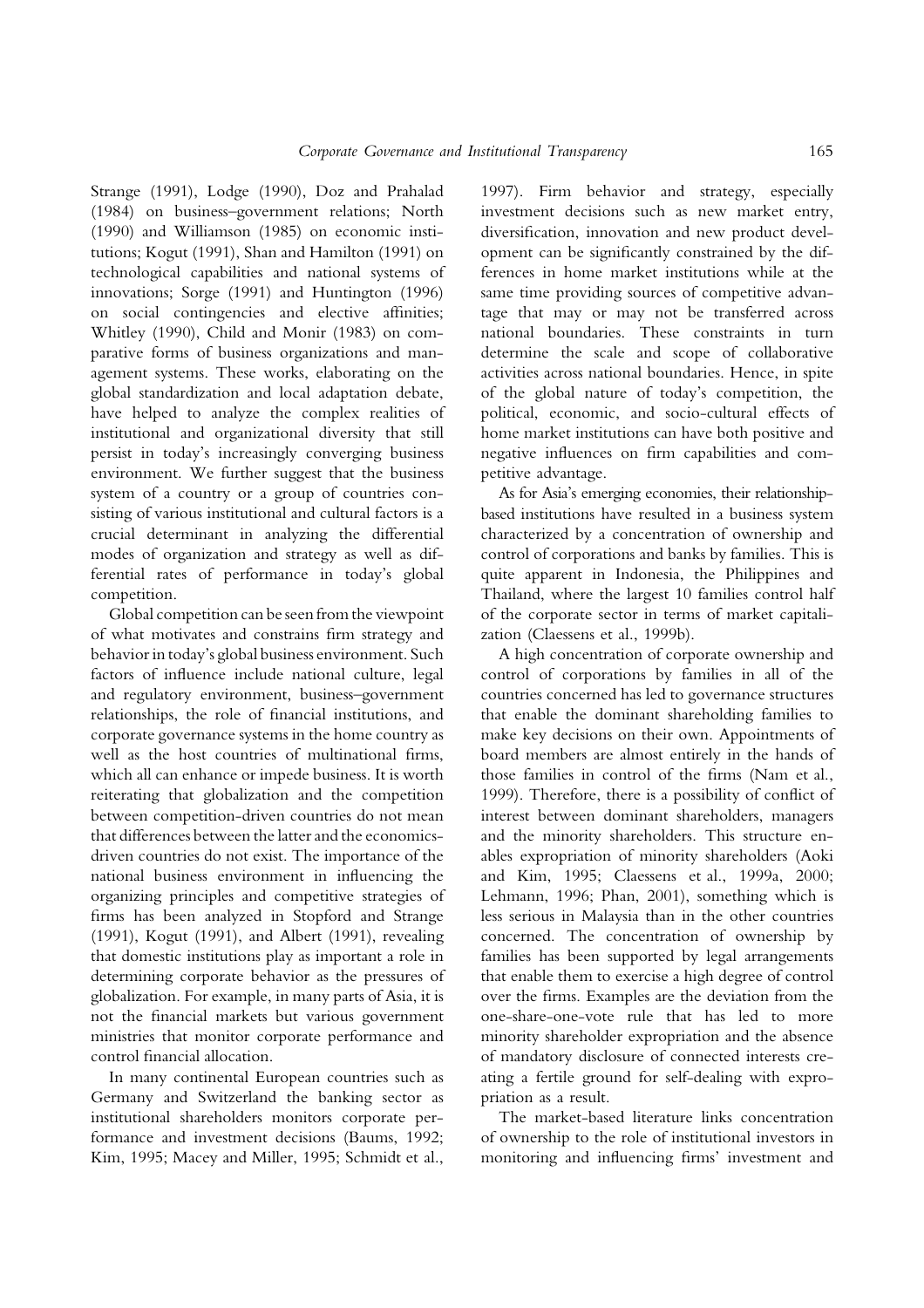Strange (1991), Lodge (1990), Doz and Prahalad (1984) on business–government relations; North (1990) and Williamson (1985) on economic institutions; Kogut (1991), Shan and Hamilton (1991) on technological capabilities and national systems of innovations; Sorge (1991) and Huntington (1996) on social contingencies and elective affinities; Whitley (1990), Child and Monir (1983) on comparative forms of business organizations and management systems. These works, elaborating on the global standardization and local adaptation debate, have helped to analyze the complex realities of institutional and organizational diversity that still persist in today's increasingly converging business environment. We further suggest that the business system of a country or a group of countries consisting of various institutional and cultural factors is a crucial determinant in analyzing the differential modes of organization and strategy as well as differential rates of performance in today's global competition.

Global competition can be seen from the viewpoint of what motivates and constrains firm strategy and behavior in today's global business environment. Such factors of influence include national culture, legal and regulatory environment, business–government relationships, the role of financial institutions, and corporate governance systems in the home country as well as the host countries of multinational firms, which all can enhance or impede business. It is worth reiterating that globalization and the competition between competition-driven countries do not mean that differences between the latter and the economics-driven countries do not exist. The importance of the national business environment in influencing the organizing principles and competitive strategies of firms has been analyzed in Stopford and Strange (1991), Kogut (1991), and Albert (1991), revealing that domestic institutions play as important a role in determining corporate behavior as the pressures of globalization. For example, in many parts of Asia, it is not the financial markets but various government ministries that monitor corporate performance and control financial allocation.

In many continental European countries such as Germany and Switzerland the banking sector as institutional shareholders monitors corporate performance and investment decisions (Baums, 1992; Kim, 1995; Macey and Miller, 1995; Schmidt et al., 1997). Firm behavior and strategy, especially investment decisions such as new market entry, diversification, innovation and new product development can be significantly constrained by the differences in home market institutions while at the same time providing sources of competitive advantage that may or may not be transferred across national boundaries. These constraints in turn determine the scale and scope of collaborative activities across national boundaries. Hence, in spite of the global nature of today's competition, the political, economic, and socio-cultural effects of home market institutions can have both positive and negative influences on firm capabilities and competitive advantage.

As for Asia's emerging economies, their relationship-based institutions have resulted in a business system characterized by a concentration of ownership and control of corporations and banks by families. This is quite apparent in Indonesia, the Philippines and Thailand, where the largest 10 families control half of the corporate sector in terms of market capitalization (Claessens et al., 1999b).

A high concentration of corporate ownership and control of corporations by families in all of the countries concerned has led to governance structures that enable the dominant shareholding families to make key decisions on their own. Appointments of board members are almost entirely in the hands of those families in control of the firms (Nam et al., 1999). Therefore, there is a possibility of conflict of interest between dominant shareholders, managers and the minority shareholders. This structure enables expropriation of minority shareholders (Aoki and Kim, 1995; Claessens et al., 1999a, 2000; Lehmann, 1996; Phan, 2001), something which is less serious in Malaysia than in the other countries concerned. The concentration of ownership by families has been supported by legal arrangements that enable them to exercise a high degree of control over the firms. Examples are the deviation from the one-share-one-vote rule that has led to more minority shareholder expropriation and the absence of mandatory disclosure of connected interests creating a fertile ground for self-dealing with expropriation as a result.

The market-based literature links concentration of ownership to the role of institutional investors in monitoring and influencing firms' investment and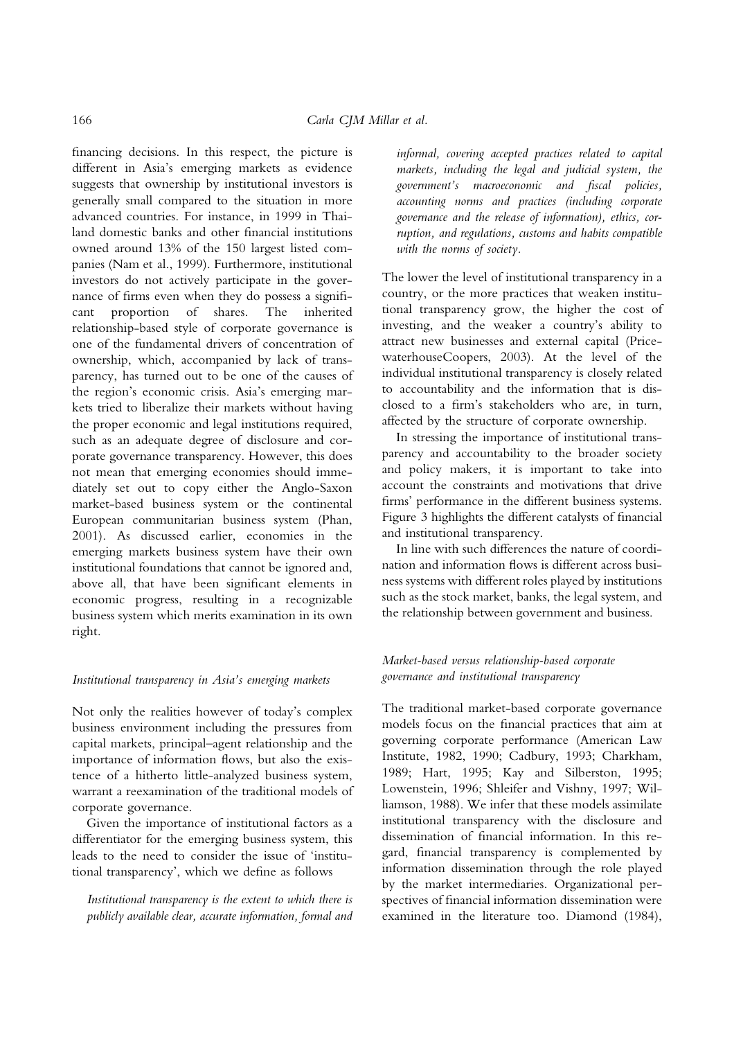financing decisions. In this respect, the picture is different in Asia's emerging markets as evidence suggests that ownership by institutional investors is generally small compared to the situation in more advanced countries. For instance, in 1999 in Thailand domestic banks and other financial institutions owned around 13% of the 150 largest listed companies (Nam et al., 1999). Furthermore, institutional investors do not actively participate in the governance of firms even when they do possess a significant proportion of shares. The inherited relationship-based style of corporate governance is one of the fundamental drivers of concentration of ownership, which, accompanied by lack of transparency, has turned out to be one of the causes of the region's economic crisis. Asia's emerging markets tried to liberalize their markets without having the proper economic and legal institutions required, such as an adequate degree of disclosure and corporate governance transparency. However, this does not mean that emerging economies should immediately set out to copy either the Anglo-Saxon market-based business system or the continental European communitarian business system (Phan, 2001). As discussed earlier, economies in the emerging markets business system have their own institutional foundations that cannot be ignored and, above all, that have been significant elements in economic progress, resulting in a recognizable business system which merits examination in its own right.

### *Institutional transparency in Asia's emerging markets*

Not only the realities however of today's complex business environment including the pressures from capital markets, principal–agent relationship and the importance of information flows, but also the existence of a hitherto little-analyzed business system, warrant a reexamination of the traditional models of corporate governance.

Given the importance of institutional factors as a differentiator for the emerging business system, this leads to the need to consider the issue of 'institutional transparency', which we define as follows

> *Institutional transparency is the extent to which there is publicly available clear, accurate information, formal and informal, covering accepted practices related to capital markets, including the legal and judicial system, the government's macroeconomic and fiscal policies, accounting norms and practices (including corporate governance and the release of information), ethics, corruption, and regulations, customs and habits compatible with the norms of society.*

The lower the level of institutional transparency in a country, or the more practices that weaken institutional transparency grow, the higher the cost of investing, and the weaker a country's ability to attract new businesses and external capital (PricewaterhouseCoopers, 2003). At the level of the individual institutional transparency is closely related to accountability and the information that is disclosed to a firm's stakeholders who are, in turn, affected by the structure of corporate ownership.

In stressing the importance of institutional transparency and accountability to the broader society and policy makers, it is important to take into account the constraints and motivations that drive firms' performance in the different business systems. Figure 3 highlights the different catalysts of financial and institutional transparency.

In line with such differences the nature of coordination and information flows is different across business systems with different roles played by institutions such as the stock market, banks, the legal system, and the relationship between government and business.

### *Market-based versus relationship-based corporate governance and institutional transparency*

The traditional market-based corporate governance models focus on the financial practices that aim at governing corporate performance (American Law Institute, 1982, 1990; Cadbury, 1993; Charkham, 1989; Hart, 1995; Kay and Silberston, 1995; Lowenstein, 1996; Shleifer and Vishny, 1997; Williamson, 1988). We infer that these models assimilate institutional transparency with the disclosure and dissemination of financial information. In this regard, financial transparency is complemented by information dissemination through the role played by the market intermediaries. Organizational perspectives of financial information dissemination were examined in the literature too. Diamond (1984),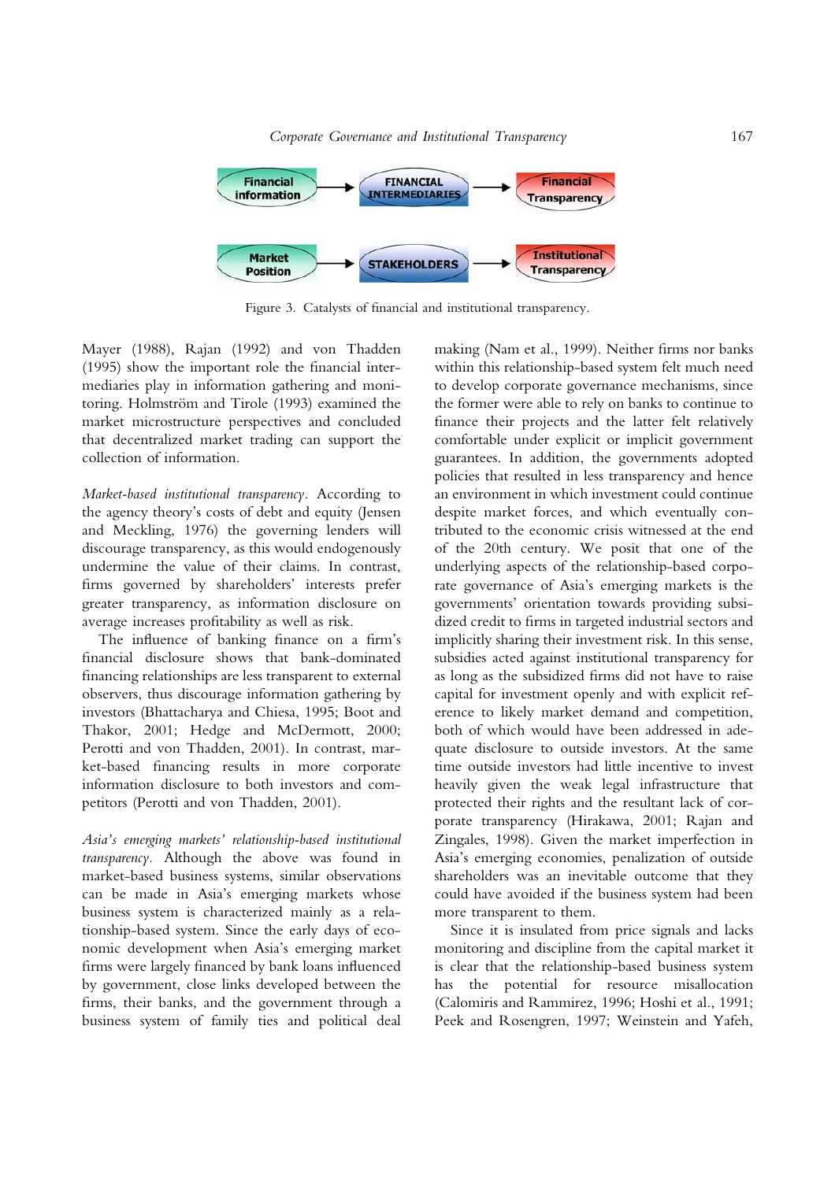Financial information → FINANCIAL INTERMEDIARIES → Financial Transparency

Market Position → STAKEHOLDERS → Institutional Transparency

Figure 3. Catalysts of financial and institutional transparency.

Mayer (1988), Rajan (1992) and von Thadden (1995) show the important role the financial intermediaries play in information gathering and monitoring. Holmström and Tirole (1993) examined the market microstructure perspectives and concluded that decentralized market trading can support the collection of information.

*Market-based institutional transparency*. According to the agency theory's costs of debt and equity (Jensen and Meckling, 1976) the governing lenders will discourage transparency, as this would endogenously undermine the value of their claims. In contrast, firms governed by shareholders' interests prefer greater transparency, as information disclosure on average increases profitability as well as risk.

The influence of banking finance on a firm's financial disclosure shows that bank-dominated financing relationships are less transparent to external observers, thus discourage information gathering by investors (Bhattacharya and Chiesa, 1995; Boot and Thakor, 2001; Hedge and McDermott, 2000; Perotti and von Thadden, 2001). In contrast, market-based financing results in more corporate information disclosure to both investors and competitors (Perotti and von Thadden, 2001).

*Asia's emerging markets' relationship-based institutional transparency*. Although the above was found in market-based business systems, similar observations can be made in Asia's emerging markets whose business system is characterized mainly as a relationship-based system. Since the early days of economic development when Asia's emerging market firms were largely financed by bank loans influenced by government, close links developed between the firms, their banks, and the government through a business system of family ties and political deal making (Nam et al., 1999). Neither firms nor banks within this relationship-based system felt much need to develop corporate governance mechanisms, since the former were able to rely on banks to continue to finance their projects and the latter felt relatively comfortable under explicit or implicit government guarantees. In addition, the governments adopted policies that resulted in less transparency and hence an environment in which investment could continue despite market forces, and which eventually contributed to the economic crisis witnessed at the end of the 20th century. We posit that one of the underlying aspects of the relationship-based corporate governance of Asia's emerging markets is the governments' orientation towards providing subsidized credit to firms in targeted industrial sectors and implicitly sharing their investment risk. In this sense, subsidies acted against institutional transparency for as long as the subsidized firms did not have to raise capital for investment openly and with explicit reference to likely market demand and competition, both of which would have been addressed in adequate disclosure to outside investors. At the same time outside investors had little incentive to invest heavily given the weak legal infrastructure that protected their rights and the resultant lack of corporate transparency (Hirakawa, 2001; Rajan and Zingales, 1998). Given the market imperfection in Asia's emerging economies, penalization of outside shareholders was an inevitable outcome that they could have avoided if the business system had been more transparent to them.

Since it is insulated from price signals and lacks monitoring and discipline from the capital market it is clear that the relationship-based business system has the potential for resource misallocation (Calomiris and Rammirez, 1996; Hoshi et al., 1991; Peek and Rosengren, 1997; Weinstein and Yafeh,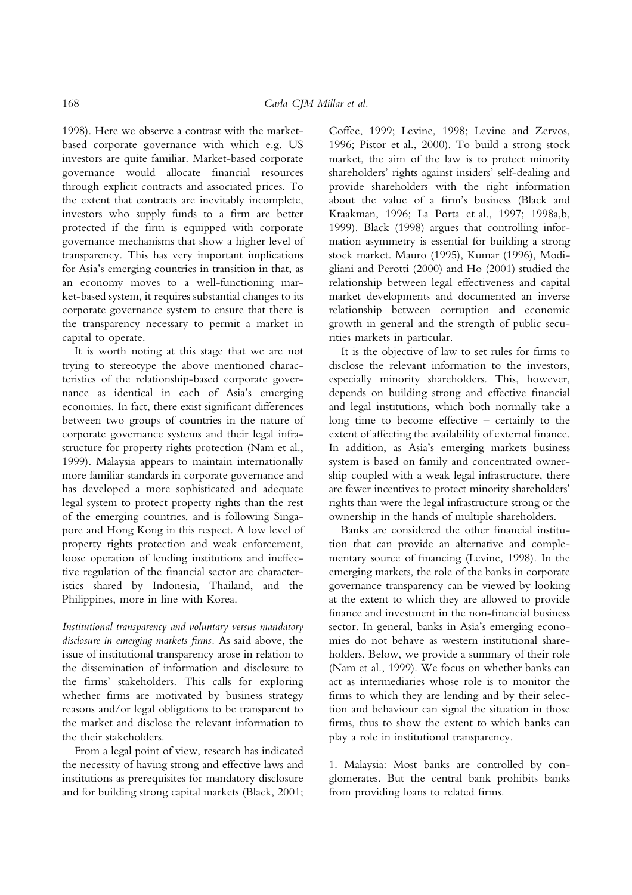1998). Here we observe a contrast with the market-based corporate governance with which e.g. US investors are quite familiar. Market-based corporate governance would allocate financial resources through explicit contracts and associated prices. To the extent that contracts are inevitably incomplete, investors who supply funds to a firm are better protected if the firm is equipped with corporate governance mechanisms that show a higher level of transparency. This has very important implications for Asia's emerging countries in transition in that, as an economy moves to a well-functioning market-based system, it requires substantial changes to its corporate governance system to ensure that there is the transparency necessary to permit a market in capital to operate.

It is worth noting at this stage that we are not trying to stereotype the above mentioned characteristics of the relationship-based corporate governance as identical in each of Asia's emerging economies. In fact, there exist significant differences between two groups of countries in the nature of corporate governance systems and their legal infrastructure for property rights protection (Nam et al., 1999). Malaysia appears to maintain internationally more familiar standards in corporate governance and has developed a more sophisticated and adequate legal system to protect property rights than the rest of the emerging countries, and is following Singapore and Hong Kong in this respect. A low level of property rights protection and weak enforcement, loose operation of lending institutions and ineffective regulation of the financial sector are characteristics shared by Indonesia, Thailand, and the Philippines, more in line with Korea.

*Institutional transparency and voluntary versus mandatory disclosure in emerging markets firms.* As said above, the issue of institutional transparency arose in relation to the dissemination of information and disclosure to the firms' stakeholders. This calls for exploring whether firms are motivated by business strategy reasons and/or legal obligations to be transparent to the market and disclose the relevant information to the their stakeholders.

From a legal point of view, research has indicated the necessity of having strong and effective laws and institutions as prerequisites for mandatory disclosure and for building strong capital markets (Black, 2001; Coffee, 1999; Levine, 1998; Levine and Zervos, 1996; Pistor et al., 2000). To build a strong stock market, the aim of the law is to protect minority shareholders' rights against insiders' self-dealing and provide shareholders with the right information about the value of a firm's business (Black and Kraakman, 1996; La Porta et al., 1997; 1998a,b, 1999). Black (1998) argues that controlling information asymmetry is essential for building a strong stock market. Mauro (1995), Kumar (1996), Modigliani and Perotti (2000) and Ho (2001) studied the relationship between legal effectiveness and capital market developments and documented an inverse relationship between corruption and economic growth in general and the strength of public securities markets in particular.

It is the objective of law to set rules for firms to disclose the relevant information to the investors, especially minority shareholders. This, however, depends on building strong and effective financial and legal institutions, which both normally take a long time to become effective – certainly to the extent of affecting the availability of external finance. In addition, as Asia's emerging markets business system is based on family and concentrated ownership coupled with a weak legal infrastructure, there are fewer incentives to protect minority shareholders' rights than were the legal infrastructure strong or the ownership in the hands of multiple shareholders.

Banks are considered the other financial institution that can provide an alternative and complementary source of financing (Levine, 1998). In the emerging markets, the role of the banks in corporate governance transparency can be viewed by looking at the extent to which they are allowed to provide finance and investment in the non-financial business sector. In general, banks in Asia's emerging economies do not behave as western institutional shareholders. Below, we provide a summary of their role (Nam et al., 1999). We focus on whether banks can act as intermediaries whose role is to monitor the firms to which they are lending and by their selection and behaviour can signal the situation in those firms, thus to show the extent to which banks can play a role in institutional transparency.

1. Malaysia: Most banks are controlled by conglomerates. But the central bank prohibits banks from providing loans to related firms.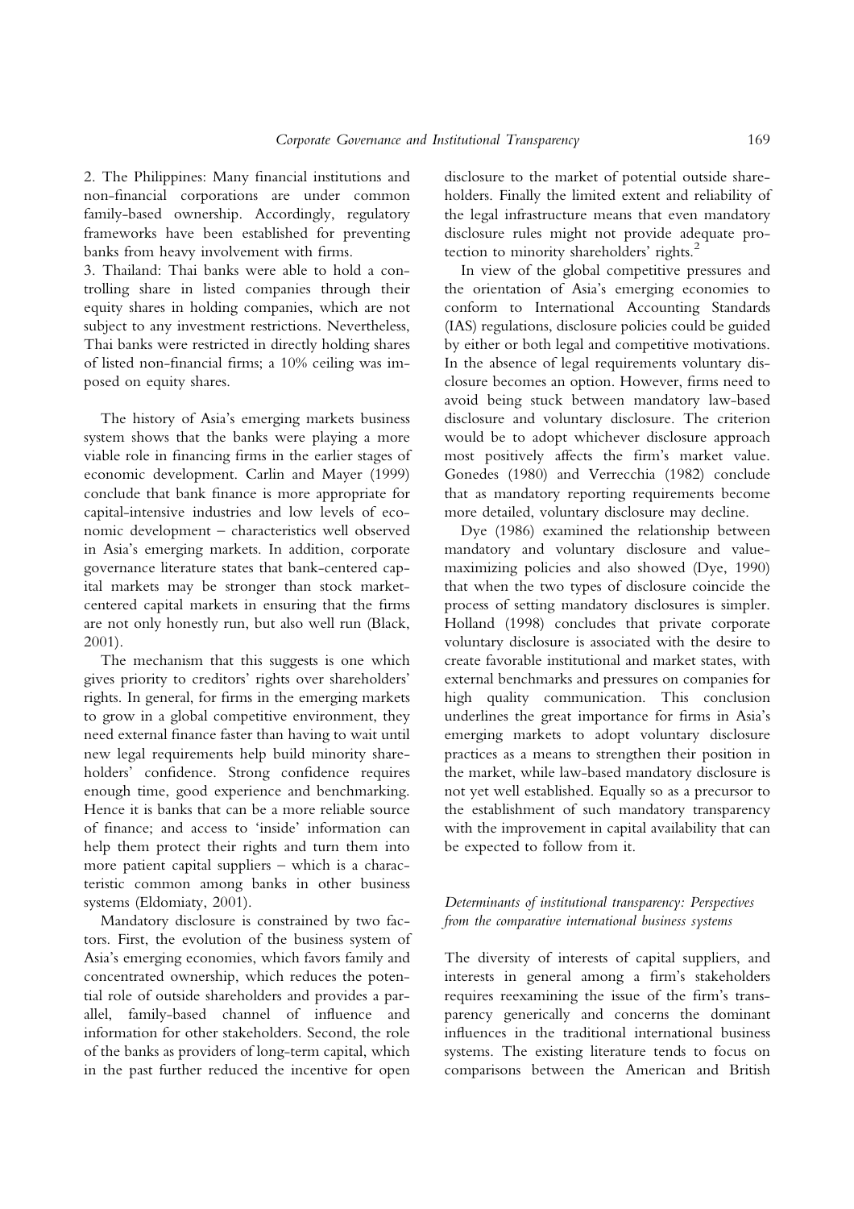2. The Philippines: Many financial institutions and non-financial corporations are under common family-based ownership. Accordingly, regulatory frameworks have been established for preventing banks from heavy involvement with firms.

3. Thailand: Thai banks were able to hold a controlling share in listed companies through their equity shares in holding companies, which are not subject to any investment restrictions. Nevertheless, Thai banks were restricted in directly holding shares of listed non-financial firms; a 10% ceiling was imposed on equity shares.

The history of Asia's emerging markets business system shows that the banks were playing a more viable role in financing firms in the earlier stages of economic development. Carlin and Mayer (1999) conclude that bank finance is more appropriate for capital-intensive industries and low levels of economic development – characteristics well observed in Asia's emerging markets. In addition, corporate governance literature states that bank-centered capital markets may be stronger than stock market-centered capital markets in ensuring that the firms are not only honestly run, but also well run (Black, 2001).

The mechanism that this suggests is one which gives priority to creditors' rights over shareholders' rights. In general, for firms in the emerging markets to grow in a global competitive environment, they need external finance faster than having to wait until new legal requirements help build minority shareholders' confidence. Strong confidence requires enough time, good experience and benchmarking. Hence it is banks that can be a more reliable source of finance; and access to 'inside' information can help them protect their rights and turn them into more patient capital suppliers – which is a characteristic common among banks in other business systems (Eldomiaty, 2001).

Mandatory disclosure is constrained by two factors. First, the evolution of the business system of Asia's emerging economies, which favors family and concentrated ownership, which reduces the potential role of outside shareholders and provides a parallel, family-based channel of influence and information for other stakeholders. Second, the role of the banks as providers of long-term capital, which in the past further reduced the incentive for open disclosure to the market of potential outside shareholders. Finally the limited extent and reliability of the legal infrastructure means that even mandatory disclosure rules might not provide adequate protection to minority shareholders' rights.[2]

In view of the global competitive pressures and the orientation of Asia's emerging economies to conform to International Accounting Standards (IAS) regulations, disclosure policies could be guided by either or both legal and competitive motivations. In the absence of legal requirements voluntary disclosure becomes an option. However, firms need to avoid being stuck between mandatory law-based disclosure and voluntary disclosure. The criterion would be to adopt whichever disclosure approach most positively affects the firm's market value. Gonedes (1980) and Verrecchia (1982) conclude that as mandatory reporting requirements become more detailed, voluntary disclosure may decline.

Dye (1986) examined the relationship between mandatory and voluntary disclosure and value-maximizing policies and also showed (Dye, 1990) that when the two types of disclosure coincide the process of setting mandatory disclosures is simpler. Holland (1998) concludes that private corporate voluntary disclosure is associated with the desire to create favorable institutional and market states, with external benchmarks and pressures on companies for high quality communication. This conclusion underlines the great importance for firms in Asia's emerging markets to adopt voluntary disclosure practices as a means to strengthen their position in the market, while law-based mandatory disclosure is not yet well established. Equally so as a precursor to the establishment of such mandatory transparency with the improvement in capital availability that can be expected to follow from it.

### *Determinants of institutional transparency: Perspectives from the comparative international business systems*

The diversity of interests of capital suppliers, and interests in general among a firm's stakeholders requires reexamining the issue of the firm's transparency generically and concerns the dominant influences in the traditional international business systems. The existing literature tends to focus on comparisons between the American and British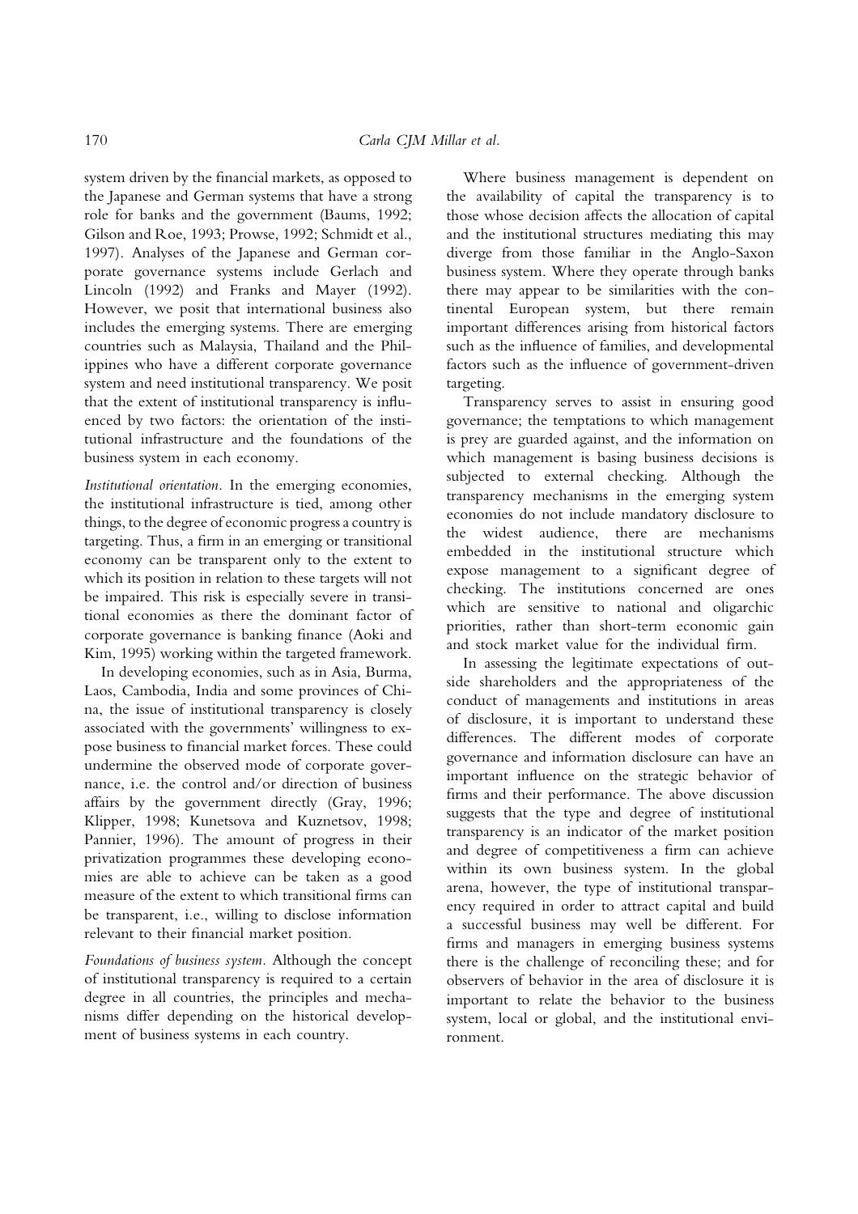system driven by the financial markets, as opposed to the Japanese and German systems that have a strong role for banks and the government (Baums, 1992; Gilson and Roe, 1993; Prowse, 1992; Schmidt et al., 1997). Analyses of the Japanese and German corporate governance systems include Gerlach and Lincoln (1992) and Franks and Mayer (1992). However, we posit that international business also includes the emerging systems. There are emerging countries such as Malaysia, Thailand and the Philippines who have a different corporate governance system and need institutional transparency. We posit that the extent of institutional transparency is influenced by two factors: the orientation of the institutional infrastructure and the foundations of the business system in each economy.

*Institutional orientation.* In the emerging economies, the institutional infrastructure is tied, among other things, to the degree of economic progress a country is targeting. Thus, a firm in an emerging or transitional economy can be transparent only to the extent to which its position in relation to these targets will not be impaired. This risk is especially severe in transitional economies as there the dominant factor of corporate governance is banking finance (Aoki and Kim, 1995) working within the targeted framework.

In developing economies, such as in Asia, Burma, Laos, Cambodia, India and some provinces of China, the issue of institutional transparency is closely associated with the governments' willingness to expose business to financial market forces. These could undermine the observed mode of corporate governance, i.e. the control and/or direction of business affairs by the government directly (Gray, 1996; Klipper, 1998; Kunetsova and Kuznetsov, 1998; Pannier, 1996). The amount of progress in their privatization programmes these developing economies are able to achieve can be taken as a good measure of the extent to which transitional firms can be transparent, i.e., willing to disclose information relevant to their financial market position.

*Foundations of business system.* Although the concept of institutional transparency is required to a certain degree in all countries, the principles and mechanisms differ depending on the historical development of business systems in each country.

Where business management is dependent on the availability of capital the transparency is to those whose decision affects the allocation of capital and the institutional structures mediating this may diverge from those familiar in the Anglo-Saxon business system. Where they operate through banks there may appear to be similarities with the continental European system, but there remain important differences arising from historical factors such as the influence of families, and developmental factors such as the influence of government-driven targeting.

Transparency serves to assist in ensuring good governance; the temptations to which management is prey are guarded against, and the information on which management is basing business decisions is subjected to external checking. Although the transparency mechanisms in the emerging system economies do not include mandatory disclosure to the widest audience, there are mechanisms embedded in the institutional structure which expose management to a significant degree of checking. The institutions concerned are ones which are sensitive to national and oligarchic priorities, rather than short-term economic gain and stock market value for the individual firm.

In assessing the legitimate expectations of outside shareholders and the appropriateness of the conduct of managements and institutions in areas of disclosure, it is important to understand these differences. The different modes of corporate governance and information disclosure can have an important influence on the strategic behavior of firms and their performance. The above discussion suggests that the type and degree of institutional transparency is an indicator of the market position and degree of competitiveness a firm can achieve within its own business system. In the global arena, however, the type of institutional transparency required in order to attract capital and build a successful business may well be different. For firms and managers in emerging business systems there is the challenge of reconciling these; and for observers of behavior in the area of disclosure it is important to relate the behavior to the business system, local or global, and the institutional environment.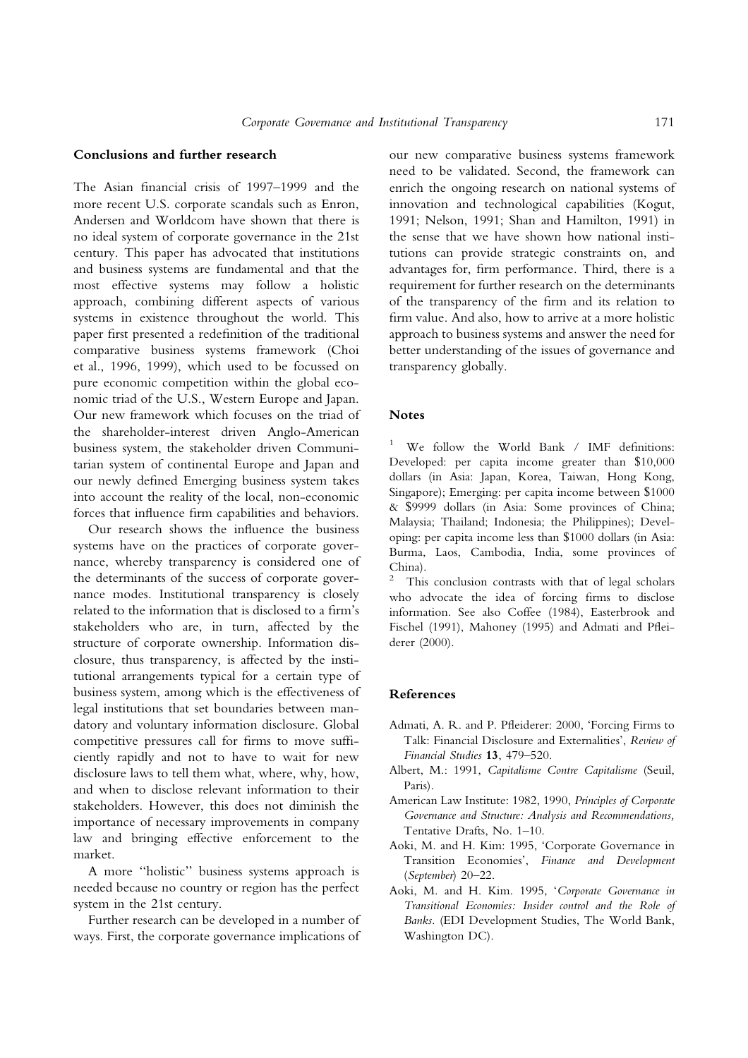## Conclusions and further research

The Asian financial crisis of 1997–1999 and the more recent U.S. corporate scandals such as Enron, Andersen and Worldcom have shown that there is no ideal system of corporate governance in the 21st century. This paper has advocated that institutions and business systems are fundamental and that the most effective systems may follow a holistic approach, combining different aspects of various systems in existence throughout the world. This paper first presented a redefinition of the traditional comparative business systems framework (Choi et al., 1996, 1999), which used to be focussed on pure economic competition within the global economic triad of the U.S., Western Europe and Japan. Our new framework which focuses on the triad of the shareholder-interest driven Anglo-American business system, the stakeholder driven Communitarian system of continental Europe and Japan and our newly defined Emerging business system takes into account the reality of the local, non-economic forces that influence firm capabilities and behaviors.

Our research shows the influence the business systems have on the practices of corporate governance, whereby transparency is considered one of the determinants of the success of corporate governance modes. Institutional transparency is closely related to the information that is disclosed to a firm's stakeholders who are, in turn, affected by the structure of corporate ownership. Information disclosure, thus transparency, is affected by the institutional arrangements typical for a certain type of business system, among which is the effectiveness of legal institutions that set boundaries between mandatory and voluntary information disclosure. Global competitive pressures call for firms to move sufficiently rapidly and not to have to wait for new disclosure laws to tell them what, where, why, how, and when to disclose relevant information to their stakeholders. However, this does not diminish the importance of necessary improvements in company law and bringing effective enforcement to the market.

A more "holistic" business systems approach is needed because no country or region has the perfect system in the 21st century.

Further research can be developed in a number of ways. First, the corporate governance implications of our new comparative business systems framework need to be validated. Second, the framework can enrich the ongoing research on national systems of innovation and technological capabilities (Kogut, 1991; Nelson, 1991; Shan and Hamilton, 1991) in the sense that we have shown how national institutions can provide strategic constraints on, and advantages for, firm performance. Third, there is a requirement for further research on the determinants of the transparency of the firm and its relation to firm value. And also, how to arrive at a more holistic approach to business systems and answer the need for better understanding of the issues of governance and transparency globally.

## Notes

[1] We follow the World Bank / IMF definitions: Developed: per capita income greater than $10,000 dollars (in Asia: Japan, Korea, Taiwan, Hong Kong, Singapore); Emerging: per capita income between $1000 & $9999 dollars (in Asia: Some provinces of China; Malaysia; Thailand; Indonesia; the Philippines); Developing: per capita income less than $1000 dollars (in Asia: Burma, Laos, Cambodia, India, some provinces of China).

[2] This conclusion contrasts with that of legal scholars who advocate the idea of forcing firms to disclose information. See also Coffee (1984), Easterbrook and Fischel (1991), Mahoney (1995) and Admati and Pfleiderer (2000).

## References

Admati, A. R. and P. Pfleiderer: 2000, 'Forcing Firms to Talk: Financial Disclosure and Externalities', *Review of Financial Studies* **13**, 479–520.

Albert, M.: 1991, *Capitalisme Contre Capitalisme* (Seuil, Paris).

American Law Institute: 1982, 1990, *Principles of Corporate Governance and Structure: Analysis and Recommendations,* Tentative Drafts, No. 1–10.

Aoki, M. and H. Kim: 1995, 'Corporate Governance in Transition Economies', *Finance and Development* (*September*) 20–22.

Aoki, M. and H. Kim. 1995, '*Corporate Governance in Transitional Economies: Insider control and the Role of Banks*. (EDI Development Studies, The World Bank, Washington DC).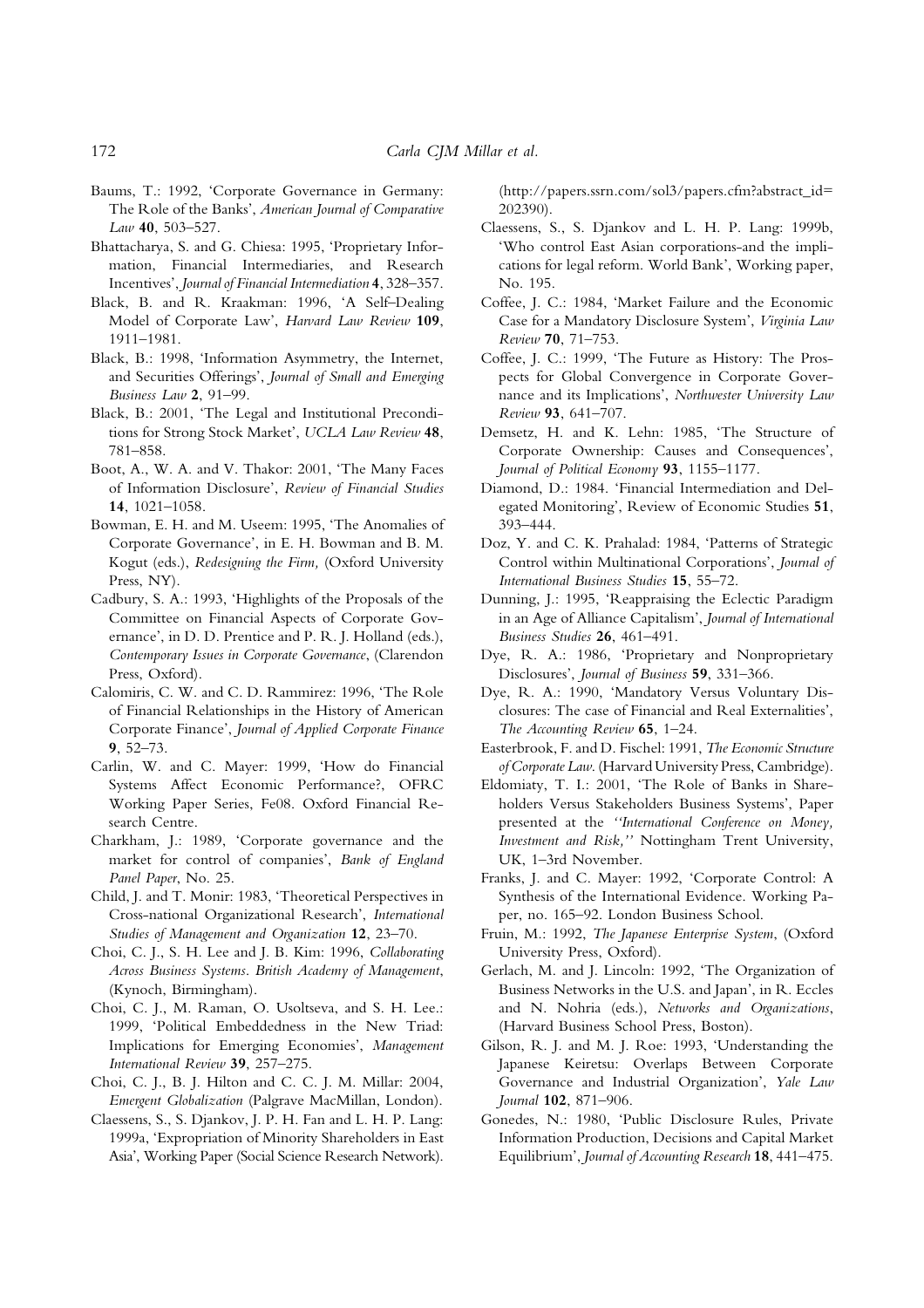Baums, T.: 1992, 'Corporate Governance in Germany: The Role of the Banks', *American Journal of Comparative Law* **40**, 503–527.

Bhattacharya, S. and G. Chiesa: 1995, 'Proprietary Information, Financial Intermediaries, and Research Incentives', *Journal of Financial Intermediation* **4**, 328–357.

Black, B. and R. Kraakman: 1996, 'A Self-Dealing Model of Corporate Law', *Harvard Law Review* **109**, 1911–1981.

Black, B.: 1998, 'Information Asymmetry, the Internet, and Securities Offerings', *Journal of Small and Emerging Business Law* **2**, 91–99.

Black, B.: 2001, 'The Legal and Institutional Preconditions for Strong Stock Market', *UCLA Law Review* **48**, 781–858.

Boot, A., W. A. and V. Thakor: 2001, 'The Many Faces of Information Disclosure', *Review of Financial Studies* **14**, 1021–1058.

Bowman, E. H. and M. Useem: 1995, 'The Anomalies of Corporate Governance', in E. H. Bowman and B. M. Kogut (eds.), *Redesigning the Firm,* (Oxford University Press, NY).

Cadbury, S. A.: 1993, 'Highlights of the Proposals of the Committee on Financial Aspects of Corporate Governance', in D. D. Prentice and P. R. J. Holland (eds.), *Contemporary Issues in Corporate Governance*, (Clarendon Press, Oxford).

Calomiris, C. W. and C. D. Rammirez: 1996, 'The Role of Financial Relationships in the History of American Corporate Finance', *Journal of Applied Corporate Finance* **9**, 52–73.

Carlin, W. and C. Mayer: 1999, 'How do Financial Systems Affect Economic Performance?, OFRC Working Paper Series, Fe08. Oxford Financial Research Centre.

Charkham, J.: 1989, 'Corporate governance and the market for control of companies', *Bank of England Panel Paper*, No. 25.

Child, J. and T. Monir: 1983, 'Theoretical Perspectives in Cross-national Organizational Research', *International Studies of Management and Organization* **12**, 23–70.

Choi, C. J., S. H. Lee and J. B. Kim: 1996, *Collaborating Across Business Systems. British Academy of Management*, (Kynoch, Birmingham).

Choi, C. J., M. Raman, O. Usoltseva, and S. H. Lee.: 1999, 'Political Embeddedness in the New Triad: Implications for Emerging Economies', *Management International Review* **39**, 257–275.

Choi, C. J., B. J. Hilton and C. C. J. M. Millar: 2004, *Emergent Globalization* (Palgrave MacMillan, London).

Claessens, S., S. Djankov, J. P. H. Fan and L. H. P. Lang: 1999a, 'Expropriation of Minority Shareholders in East Asia', Working Paper (Social Science Research Network). (http://papers.ssrn.com/sol3/papers.cfm?abstract_id=202390).

Claessens, S., S. Djankov and L. H. P. Lang: 1999b, 'Who control East Asian corporations-and the implications for legal reform. World Bank', Working paper, No. 195.

Coffee, J. C.: 1984, 'Market Failure and the Economic Case for a Mandatory Disclosure System', *Virginia Law Review* **70**, 71–753.

Coffee, J. C.: 1999, 'The Future as History: The Prospects for Global Convergence in Corporate Governance and its Implications', *Northwester University Law Review* **93**, 641–707.

Demsetz, H. and K. Lehn: 1985, 'The Structure of Corporate Ownership: Causes and Consequences', *Journal of Political Economy* **93**, 1155–1177.

Diamond, D.: 1984. 'Financial Intermediation and Delegated Monitoring', Review of Economic Studies **51**, 393–444.

Doz, Y. and C. K. Prahalad: 1984, 'Patterns of Strategic Control within Multinational Corporations', *Journal of International Business Studies* **15**, 55–72.

Dunning, J.: 1995, 'Reappraising the Eclectic Paradigm in an Age of Alliance Capitalism', *Journal of International Business Studies* **26**, 461–491.

Dye, R. A.: 1986, 'Proprietary and Nonproprietary Disclosures', *Journal of Business* **59**, 331–366.

Dye, R. A.: 1990, 'Mandatory Versus Voluntary Disclosures: The case of Financial and Real Externalities', *The Accounting Review* **65**, 1–24.

Easterbrook, F. and D. Fischel: 1991, *The Economic Structure of Corporate Law*. (Harvard University Press, Cambridge).

Eldomiaty, T. I.: 2001, 'The Role of Banks in Shareholders Versus Stakeholders Business Systems', Paper presented at the *''International Conference on Money, Investment and Risk,''* Nottingham Trent University, UK, 1–3rd November.

Franks, J. and C. Mayer: 1992, 'Corporate Control: A Synthesis of the International Evidence. Working Paper, no. 165–92. London Business School.

Fruin, M.: 1992, *The Japanese Enterprise System*, (Oxford University Press, Oxford).

Gerlach, M. and J. Lincoln: 1992, 'The Organization of Business Networks in the U.S. and Japan', in R. Eccles and N. Nohria (eds.), *Networks and Organizations*, (Harvard Business School Press, Boston).

Gilson, R. J. and M. J. Roe: 1993, 'Understanding the Japanese Keiretsu: Overlaps Between Corporate Governance and Industrial Organization', *Yale Law Journal* **102**, 871–906.

Gonedes, N.: 1980, 'Public Disclosure Rules, Private Information Production, Decisions and Capital Market Equilibrium', *Journal of Accounting Research* **18**, 441–475.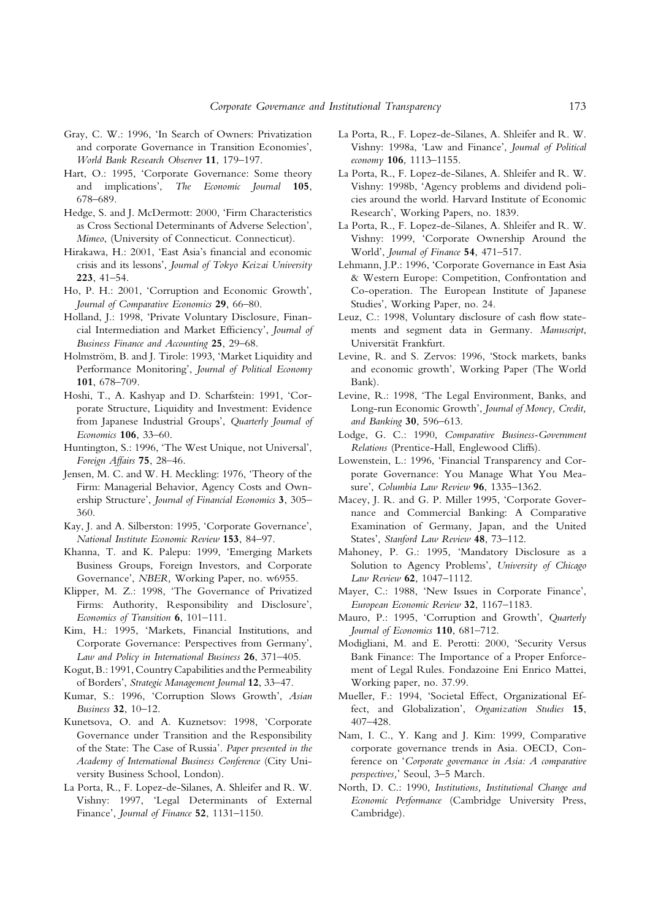Gray, C. W.: 1996, 'In Search of Owners: Privatization and corporate Governance in Transition Economies', *World Bank Research Observer* **11**, 179–197.

Hart, O.: 1995, 'Corporate Governance: Some theory and implications', *The Economic Journal* **105**, 678–689.

Hedge, S. and J. McDermott: 2000, 'Firm Characteristics as Cross Sectional Determinants of Adverse Selection', *Mimeo*, (University of Connecticut. Connecticut).

Hirakawa, H.: 2001, 'East Asia's financial and economic crisis and its lessons', *Journal of Tokyo Keizai University* **223**, 41–54.

Ho, P. H.: 2001, 'Corruption and Economic Growth', *Journal of Comparative Economics* **29**, 66–80.

Holland, J.: 1998, 'Private Voluntary Disclosure, Financial Intermediation and Market Efficiency', *Journal of Business Finance and Accounting* **25**, 29–68.

Holmström, B. and J. Tirole: 1993, 'Market Liquidity and Performance Monitoring', *Journal of Political Economy* **101**, 678–709.

Hoshi, T., A. Kashyap and D. Scharfstein: 1991, 'Corporate Structure, Liquidity and Investment: Evidence from Japanese Industrial Groups', *Quarterly Journal of Economics* **106**, 33–60.

Huntington, S.: 1996, 'The West Unique, not Universal', *Foreign Affairs* **75**, 28–46.

Jensen, M. C. and W. H. Meckling: 1976, 'Theory of the Firm: Managerial Behavior, Agency Costs and Ownership Structure', *Journal of Financial Economics* **3**, 305–360.

Kay, J. and A. Silberston: 1995, 'Corporate Governance', *National Institute Economic Review* **153**, 84–97.

Khanna, T. and K. Palepu: 1999, 'Emerging Markets Business Groups, Foreign Investors, and Corporate Governance', *NBER,* Working Paper, no. w6955.

Klipper, M. Z.: 1998, 'The Governance of Privatized Firms: Authority, Responsibility and Disclosure', *Economics of Transition* **6**, 101–111.

Kim, H.: 1995, 'Markets, Financial Institutions, and Corporate Governance: Perspectives from Germany', *Law and Policy in International Business* **26**, 371–405.

Kogut, B.: 1991, Country Capabilities and the Permeability of Borders', *Strategic Management Journal* **12**, 33–47.

Kumar, S.: 1996, 'Corruption Slows Growth', *Asian Business* **32**, 10–12.

Kunetsova, O. and A. Kuznetsov: 1998, 'Corporate Governance under Transition and the Responsibility of the State: The Case of Russia'. *Paper presented in the Academy of International Business Conference* (City University Business School, London).

La Porta, R., F. Lopez-de-Silanes, A. Shleifer and R. W. Vishny: 1997, 'Legal Determinants of External Finance', *Journal of Finance* **52**, 1131–1150.

La Porta, R., F. Lopez-de-Silanes, A. Shleifer and R. W. Vishny: 1998a, 'Law and Finance', *Journal of Political economy* **106**, 1113–1155.

La Porta, R., F. Lopez-de-Silanes, A. Shleifer and R. W. Vishny: 1998b, 'Agency problems and dividend policies around the world. Harvard Institute of Economic Research', Working Papers, no. 1839.

La Porta, R., F. Lopez-de-Silanes, A. Shleifer and R. W. Vishny: 1999, 'Corporate Ownership Around the World', *Journal of Finance* **54**, 471–517.

Lehmann, J.P.: 1996, 'Corporate Governance in East Asia & Western Europe: Competition, Confrontation and Co-operation. The European Institute of Japanese Studies', Working Paper, no. 24.

Leuz, C.: 1998, Voluntary disclosure of cash flow statements and segment data in Germany. *Manuscript*, Universität Frankfurt.

Levine, R. and S. Zervos: 1996, 'Stock markets, banks and economic growth', Working Paper (The World Bank).

Levine, R.: 1998, 'The Legal Environment, Banks, and Long-run Economic Growth', *Journal of Money, Credit, and Banking* **30**, 596–613.

Lodge, G. C.: 1990, *Comparative Business-Government Relations* (Prentice-Hall, Englewood Cliffs).

Lowenstein, L.: 1996, 'Financial Transparency and Corporate Governance: You Manage What You Measure', *Columbia Law Review* **96**, 1335–1362.

Macey, J. R. and G. P. Miller 1995, 'Corporate Governance and Commercial Banking: A Comparative Examination of Germany, Japan, and the United States', *Stanford Law Review* **48**, 73–112.

Mahoney, P. G.: 1995, 'Mandatory Disclosure as a Solution to Agency Problems', *University of Chicago Law Review* **62**, 1047–1112.

Mayer, C.: 1988, 'New Issues in Corporate Finance', *European Economic Review* **32**, 1167–1183.

Mauro, P.: 1995, 'Corruption and Growth', *Quarterly Journal of Economics* **110**, 681–712.

Modigliani, M. and E. Perotti: 2000, 'Security Versus Bank Finance: The Importance of a Proper Enforcement of Legal Rules. Fondazoine Eni Enrico Mattei, Working paper, no. 37.99.

Mueller, F.: 1994, 'Societal Effect, Organizational Effect, and Globalization', *Organization Studies* **15**, 407–428.

Nam, I. C., Y. Kang and J. Kim: 1999, Comparative corporate governance trends in Asia. OECD, Conference on '*Corporate governance in Asia: A comparative perspectives,*' Seoul, 3–5 March.

North, D. C.: 1990, *Institutions, Institutional Change and Economic Performance* (Cambridge University Press, Cambridge).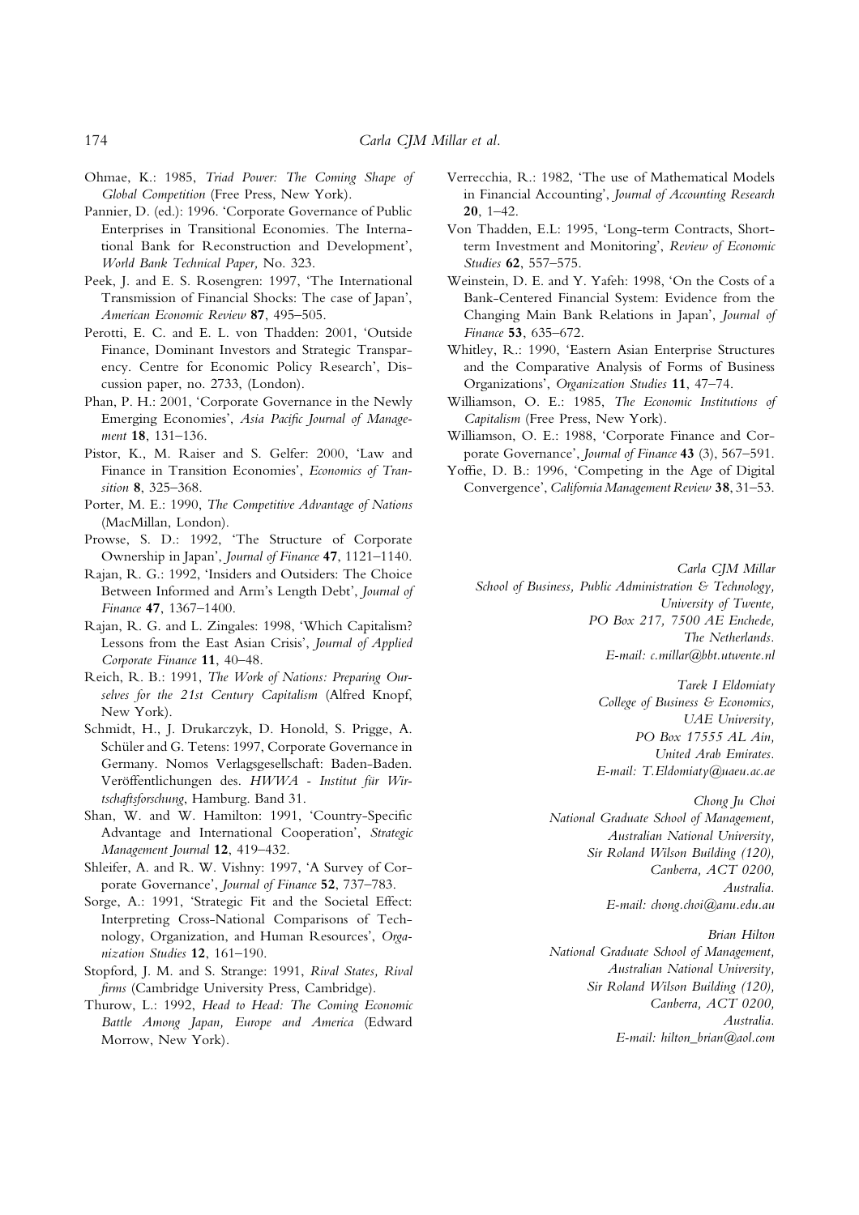Ohmae, K.: 1985, *Triad Power: The Coming Shape of Global Competition* (Free Press, New York).

Pannier, D. (ed.): 1996. 'Corporate Governance of Public Enterprises in Transitional Economies. The International Bank for Reconstruction and Development', *World Bank Technical Paper,* No. 323.

Peek, J. and E. S. Rosengren: 1997, 'The International Transmission of Financial Shocks: The case of Japan', *American Economic Review* **87**, 495–505.

Perotti, E. C. and E. L. von Thadden: 2001, 'Outside Finance, Dominant Investors and Strategic Transparency. Centre for Economic Policy Research', Discussion paper, no. 2733, (London).

Phan, P. H.: 2001, 'Corporate Governance in the Newly Emerging Economies', *Asia Pacific Journal of Management* **18**, 131–136.

Pistor, K., M. Raiser and S. Gelfer: 2000, 'Law and Finance in Transition Economies', *Economics of Transition* **8**, 325–368.

Porter, M. E.: 1990, *The Competitive Advantage of Nations* (MacMillan, London).

Prowse, S. D.: 1992, 'The Structure of Corporate Ownership in Japan', *Journal of Finance* **47**, 1121–1140.

Rajan, R. G.: 1992, 'Insiders and Outsiders: The Choice Between Informed and Arm's Length Debt', *Journal of Finance* **47**, 1367–1400.

Rajan, R. G. and L. Zingales: 1998, 'Which Capitalism? Lessons from the East Asian Crisis', *Journal of Applied Corporate Finance* **11**, 40–48.

Reich, R. B.: 1991, *The Work of Nations: Preparing Ourselves for the 21st Century Capitalism* (Alfred Knopf, New York).

Schmidt, H., J. Drukarczyk, D. Honold, S. Prigge, A. Schüler and G. Tetens: 1997, Corporate Governance in Germany. Nomos Verlagsgesellschaft: Baden-Baden. Veröffentlichungen des. *HWWA - Institut für Wirtschaftsforschung*, Hamburg. Band 31.

Shan, W. and W. Hamilton: 1991, 'Country-Specific Advantage and International Cooperation', *Strategic Management Journal* **12**, 419–432.

Shleifer, A. and R. W. Vishny: 1997, 'A Survey of Corporate Governance', *Journal of Finance* **52**, 737–783.

Sorge, A.: 1991, 'Strategic Fit and the Societal Effect: Interpreting Cross-National Comparisons of Technology, Organization, and Human Resources', *Organization Studies* **12**, 161–190.

Stopford, J. M. and S. Strange: 1991, *Rival States, Rival firms* (Cambridge University Press, Cambridge).

Thurow, L.: 1992, *Head to Head: The Coming Economic Battle Among Japan, Europe and America* (Edward Morrow, New York).

Verrecchia, R.: 1982, 'The use of Mathematical Models in Financial Accounting', *Journal of Accounting Research* **20**, 1–42.

Von Thadden, E.L: 1995, 'Long-term Contracts, Short-term Investment and Monitoring', *Review of Economic Studies* **62**, 557–575.

Weinstein, D. E. and Y. Yafeh: 1998, 'On the Costs of a Bank-Centered Financial System: Evidence from the Changing Main Bank Relations in Japan', *Journal of Finance* **53**, 635–672.

Whitley, R.: 1990, 'Eastern Asian Enterprise Structures and the Comparative Analysis of Forms of Business Organizations', *Organization Studies* **11**, 47–74.

Williamson, O. E.: 1985, *The Economic Institutions of Capitalism* (Free Press, New York).

Williamson, O. E.: 1988, 'Corporate Finance and Corporate Governance', *Journal of Finance* **43** (3), 567–591.

Yoffie, D. B.: 1996, 'Competing in the Age of Digital Convergence', *California Management Review* **38**, 31–53.

*Carla CJM Millar*
*School of Business, Public Administration & Technology,*
*University of Twente,*
*PO Box 217, 7500 AE Enchede,*
*The Netherlands.*
*E-mail: c.millar@bbt.utwente.nl*

*Tarek I Eldomiaty*
*College of Business & Economics,*
*UAE University,*
*PO Box 17555 AL Ain,*
*United Arab Emirates.*
*E-mail: T.Eldomiaty@uaeu.ac.ae*

*Chong Ju Choi*
*National Graduate School of Management,*
*Australian National University,*
*Sir Roland Wilson Building (120),*
*Canberra, ACT 0200,*
*Australia.*
*E-mail: chong.choi@anu.edu.au*

*Brian Hilton*
*National Graduate School of Management,*
*Australian National University,*
*Sir Roland Wilson Building (120),*
*Canberra, ACT 0200,*
*Australia.*
*E-mail: hilton_brian@aol.com*